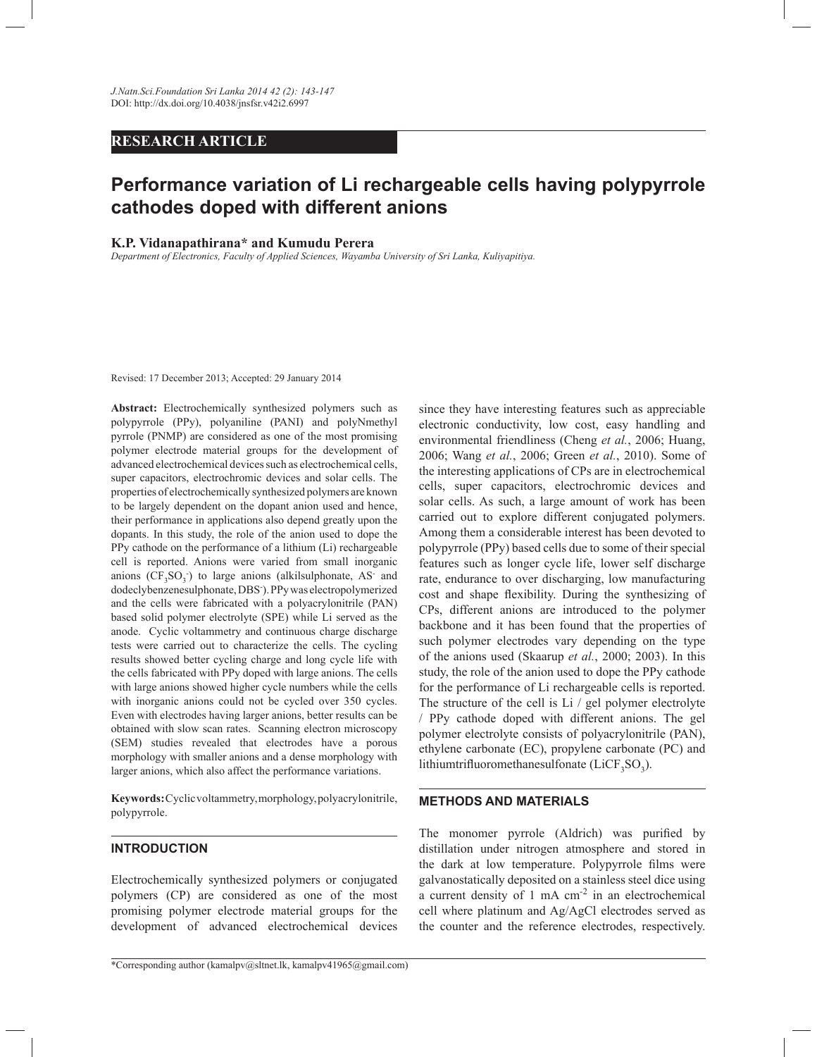RESEARCH ARTICLE

# Performance variation of Li rechargeable cells having polypyrrole cathodes doped with different anions

**K.P. Vidanapathirana* and Kumudu Perera**

*Department of Electronics, Faculty of Applied Sciences, Wayamba University of Sri Lanka, Kuliyapitiya.*

Revised: 17 December 2013; Accepted: 29 January 2014

**Abstract:** Electrochemically synthesized polymers such as polypyrrole (PPy), polyaniline (PANI) and polyNmethyl pyrrole (PNMP) are considered as one of the most promising polymer electrode material groups for the development of advanced electrochemical devices such as electrochemical cells, super capacitors, electrochromic devices and solar cells. The properties of electrochemically synthesized polymers are known to be largely dependent on the dopant anion used and hence, their performance in applications also depend greatly upon the dopants. In this study, the role of the anion used to dope the PPy cathode on the performance of a lithium (Li) rechargeable cell is reported. Anions were varied from small inorganic anions ($CF_3SO_3^-$) to large anions (alkilsulphonate, $AS^-$ and dodeclybenzenesulphonate, $DBS^-$). PPy was electropolymerized and the cells were fabricated with a polyacrylonitrile (PAN) based solid polymer electrolyte (SPE) while Li served as the anode. Cyclic voltammetry and continuous charge discharge tests were carried out to characterize the cells. The cycling results showed better cycling charge and long cycle life with the cells fabricated with PPy doped with large anions. The cells with large anions showed higher cycle numbers while the cells with inorganic anions could not be cycled over 350 cycles. Even with electrodes having larger anions, better results can be obtained with slow scan rates. Scanning electron microscopy (SEM) studies revealed that electrodes have a porous morphology with smaller anions and a dense morphology with larger anions, which also affect the performance variations.

**Keywords:** Cyclic voltammetry, morphology, polyacrylonitrile, polypyrrole.

## INTRODUCTION

Electrochemically synthesized polymers or conjugated polymers (CP) are considered as one of the most promising polymer electrode material groups for the development of advanced electrochemical devices since they have interesting features such as appreciable electronic conductivity, low cost, easy handling and environmental friendliness (Cheng *et al.*, 2006; Huang, 2006; Wang *et al.*, 2006; Green *et al.*, 2010). Some of the interesting applications of CPs are in electrochemical cells, super capacitors, electrochromic devices and solar cells. As such, a large amount of work has been carried out to explore different conjugated polymers. Among them a considerable interest has been devoted to polypyrrole (PPy) based cells due to some of their special features such as longer cycle life, lower self discharge rate, endurance to over discharging, low manufacturing cost and shape flexibility. During the synthesizing of CPs, different anions are introduced to the polymer backbone and it has been found that the properties of such polymer electrodes vary depending on the type of the anions used (Skaarup *et al.*, 2000; 2003). In this study, the role of the anion used to dope the PPy cathode for the performance of Li rechargeable cells is reported. The structure of the cell is Li / gel polymer electrolyte / PPy cathode doped with different anions. The gel polymer electrolyte consists of polyacrylonitrile (PAN), ethylene carbonate (EC), propylene carbonate (PC) and lithiumtrifluoromethanesulfonate ($LiCF_3SO_3$).

## METHODS AND MATERIALS

The monomer pyrrole (Aldrich) was purified by distillation under nitrogen atmosphere and stored in the dark at low temperature. Polypyrrole films were galvanostatically deposited on a stainless steel dice using a current density of 1 mA $cm^{-2}$ in an electrochemical cell where platinum and Ag/AgCl electrodes served as the counter and the reference electrodes, respectively.

*Corresponding author (kamalpv@sltnet.lk, kamalpv41965@gmail.com)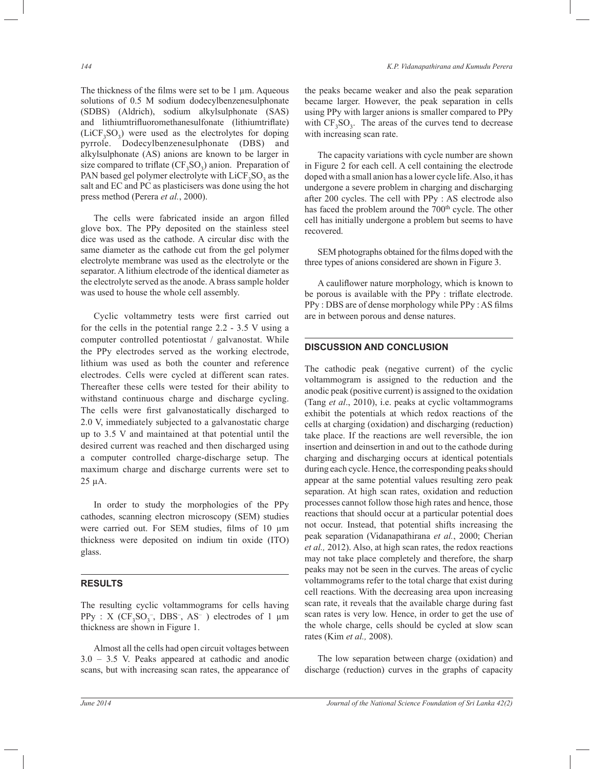The thickness of the films were set to be 1 μm. Aqueous solutions of 0.5 M sodium dodecylbenzenesulphonate (SDBS) (Aldrich), sodium alkylsulphonate (SAS) and lithiumtrifluoromethanesulfonate (lithiumtriflate) ($LiCF_3SO_3$) were used as the electrolytes for doping pyrrole. Dodecylbenzenesulphonate (DBS) and alkylsulphonate (AS) anions are known to be larger in size compared to triflate ($CF_3SO_3$) anion. Preparation of PAN based gel polymer electrolyte with $LiCF_3SO_3$ as the salt and EC and PC as plasticisers was done using the hot press method (Perera *et al.*, 2000).

The cells were fabricated inside an argon filled glove box. The PPy deposited on the stainless steel dice was used as the cathode. A circular disc with the same diameter as the cathode cut from the gel polymer electrolyte membrane was used as the electrolyte or the separator. A lithium electrode of the identical diameter as the electrolyte served as the anode. A brass sample holder was used to house the whole cell assembly.

Cyclic voltammetry tests were first carried out for the cells in the potential range 2.2 - 3.5 V using a computer controlled potentiostat / galvanostat. While the PPy electrodes served as the working electrode, lithium was used as both the counter and reference electrodes. Cells were cycled at different scan rates. Thereafter these cells were tested for their ability to withstand continuous charge and discharge cycling. The cells were first galvanostatically discharged to 2.0 V, immediately subjected to a galvanostatic charge up to 3.5 V and maintained at that potential until the desired current was reached and then discharged using a computer controlled charge-discharge setup. The maximum charge and discharge currents were set to 25 μA.

In order to study the morphologies of the PPy cathodes, scanning electron microscopy (SEM) studies were carried out. For SEM studies, films of 10 μm thickness were deposited on indium tin oxide (ITO) glass.

## RESULTS

The resulting cyclic voltammograms for cells having PPy : X ($CF_3SO_3^-$, $DBS^-$, $AS^-$ ) electrodes of 1 μm thickness are shown in Figure 1.

Almost all the cells had open circuit voltages between 3.0 – 3.5 V. Peaks appeared at cathodic and anodic scans, but with increasing scan rates, the appearance of the peaks became weaker and also the peak separation became larger. However, the peak separation in cells using PPy with larger anions is smaller compared to PPy with $CF_3SO_3$. The areas of the curves tend to decrease with increasing scan rate.

The capacity variations with cycle number are shown in Figure 2 for each cell. A cell containing the electrode doped with a small anion has a lower cycle life. Also, it has undergone a severe problem in charging and discharging after 200 cycles. The cell with PPy : AS electrode also has faced the problem around the 700[th] cycle. The other cell has initially undergone a problem but seems to have recovered.

SEM photographs obtained for the films doped with the three types of anions considered are shown in Figure 3.

A cauliflower nature morphology, which is known to be porous is available with the PPy : triflate electrode. PPy : DBS are of dense morphology while PPy : AS films are in between porous and dense natures.

## DISCUSSION AND CONCLUSION

The cathodic peak (negative current) of the cyclic voltammogram is assigned to the reduction and the anodic peak (positive current) is assigned to the oxidation (Tang *et al*., 2010), i.e. peaks at cyclic voltammograms exhibit the potentials at which redox reactions of the cells at charging (oxidation) and discharging (reduction) take place. If the reactions are well reversible, the ion insertion and deinsertion in and out to the cathode during charging and discharging occurs at identical potentials during each cycle. Hence, the corresponding peaks should appear at the same potential values resulting zero peak separation. At high scan rates, oxidation and reduction processes cannot follow those high rates and hence, those reactions that should occur at a particular potential does not occur. Instead, that potential shifts increasing the peak separation (Vidanapathirana *et al.*, 2000; Cherian *et al.,* 2012). Also, at high scan rates, the redox reactions may not take place completely and therefore, the sharp peaks may not be seen in the curves. The areas of cyclic voltammograms refer to the total charge that exist during cell reactions. With the decreasing area upon increasing scan rate, it reveals that the available charge during fast scan rates is very low. Hence, in order to get the use of the whole charge, cells should be cycled at slow scan rates (Kim *et al.,* 2008).

The low separation between charge (oxidation) and discharge (reduction) curves in the graphs of capacity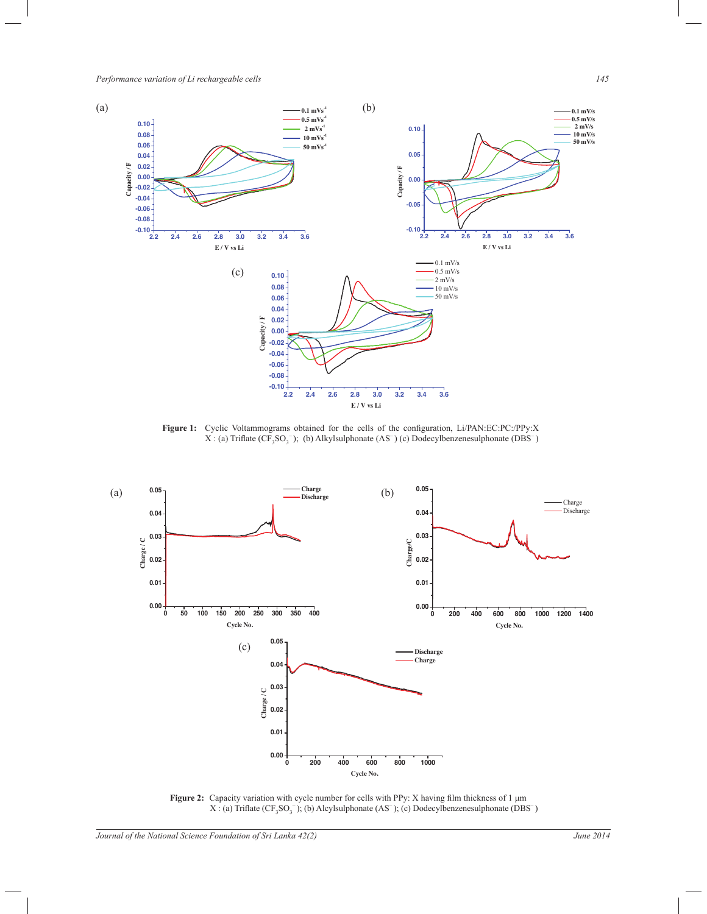**Figure 1:** Cyclic Voltammograms obtained for the cells of the configuration, Li/PAN:EC:PC:/PPy:X X : (a) Triflate ($CF_3SO_3^-$); (b) Alkylsulphonate ($AS^-$) (c) Dodecylbenzenesulphonate ($DBS^-$)

**Figure 2:** Capacity variation with cycle number for cells with PPy: X having film thickness of 1 µm X : (a) Triflate ($CF_3SO_3^-$); (b) Alcylsulphonate ($AS^-$); (c) Dodecylbenzenesulphonate ($DBS^-$)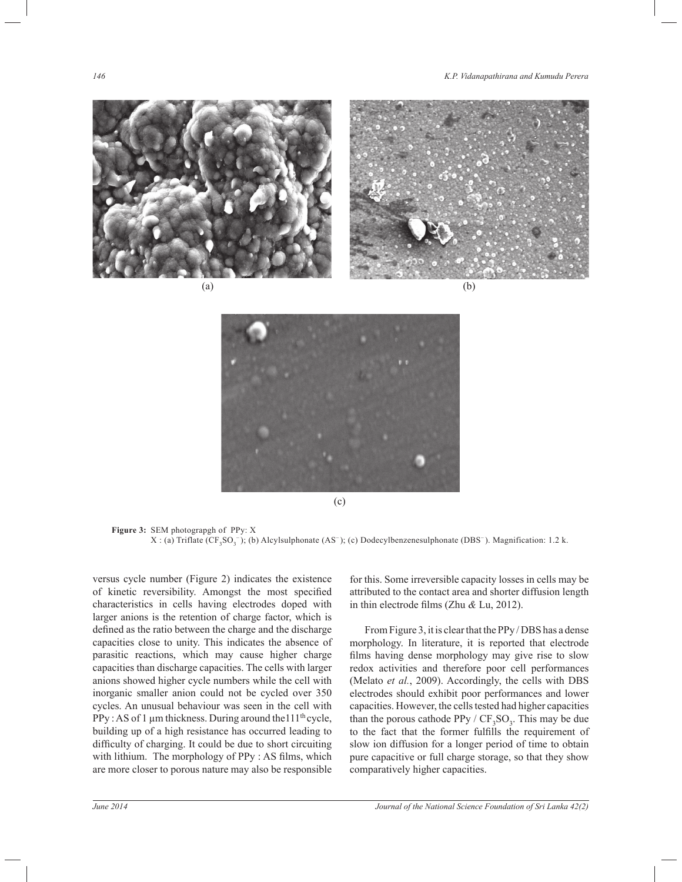(a)

(b)

(c)

**Figure 3:** SEM photograpgh of PPy: X
X : (a) Triflate ($CF_3SO_3^-$); (b) Alcylsulphonate ($AS^-$); (c) Dodecylbenzenesulphonate ($DBS^-$). Magnification: 1.2 k.

versus cycle number (Figure 2) indicates the existence of kinetic reversibility. Amongst the most specified characteristics in cells having electrodes doped with larger anions is the retention of charge factor, which is defined as the ratio between the charge and the discharge capacities close to unity. This indicates the absence of parasitic reactions, which may cause higher charge capacities than discharge capacities. The cells with larger anions showed higher cycle numbers while the cell with inorganic smaller anion could not be cycled over 350 cycles. An unusual behaviour was seen in the cell with PPy : AS of 1 μm thickness. During around the111[th] cycle, building up of a high resistance has occurred leading to difficulty of charging. It could be due to short circuiting with lithium. The morphology of PPy : AS films, which are more closer to porous nature may also be responsible for this. Some irreversible capacity losses in cells may be attributed to the contact area and shorter diffusion length in thin electrode films (Zhu *&* Lu, 2012).

From Figure 3, it is clear that the PPy / DBS has a dense morphology. In literature, it is reported that electrode films having dense morphology may give rise to slow redox activities and therefore poor cell performances (Melato *et al.*, 2009). Accordingly, the cells with DBS electrodes should exhibit poor performances and lower capacities. However, the cells tested had higher capacities than the porous cathode PPy / $CF_3SO_3$. This may be due to the fact that the former fulfills the requirement of slow ion diffusion for a longer period of time to obtain pure capacitive or full charge storage, so that they show comparatively higher capacities.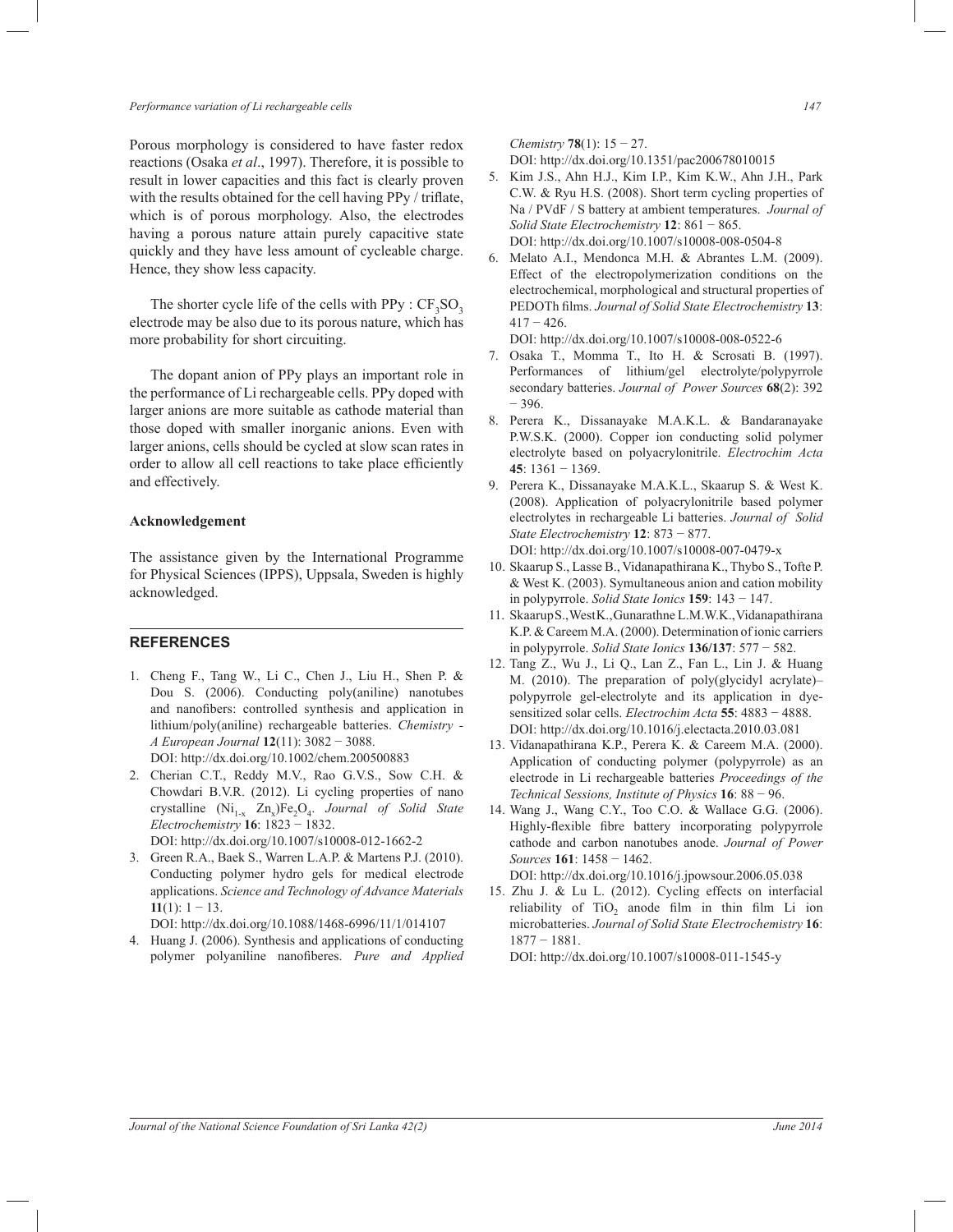Porous morphology is considered to have faster redox reactions (Osaka *et al*., 1997). Therefore, it is possible to result in lower capacities and this fact is clearly proven with the results obtained for the cell having PPy / triflate, which is of porous morphology. Also, the electrodes having a porous nature attain purely capacitive state quickly and they have less amount of cycleable charge. Hence, they show less capacity.

The shorter cycle life of the cells with PPy : $CF_3SO_3$ electrode may be also due to its porous nature, which has more probability for short circuiting.

The dopant anion of PPy plays an important role in the performance of Li rechargeable cells. PPy doped with larger anions are more suitable as cathode material than those doped with smaller inorganic anions. Even with larger anions, cells should be cycled at slow scan rates in order to allow all cell reactions to take place efficiently and effectively.

### Acknowledgement

The assistance given by the International Programme for Physical Sciences (IPPS), Uppsala, Sweden is highly acknowledged.

## REFERENCES

1. Cheng F., Tang W., Li C., Chen J., Liu H., Shen P. & Dou S. (2006). Conducting poly(aniline) nanotubes and nanofibers: controlled synthesis and application in lithium/poly(aniline) rechargeable batteries. *Chemistry - A European Journal* **12**(11): 3082 − 3088.
   DOI: http://dx.doi.org/10.1002/chem.200500883
2. Cherian C.T., Reddy M.V., Rao G.V.S., Sow C.H. & Chowdari B.V.R. (2012). Li cycling properties of nano crystalline $(Ni_{1-x}\ Zn_x)Fe_2O_4$. *Journal of Solid State Electrochemistry* **16**: 1823 − 1832.
   DOI: http://dx.doi.org/10.1007/s10008-012-1662-2
3. Green R.A., Baek S., Warren L.A.P. & Martens P.J. (2010). Conducting polymer hydro gels for medical electrode applications. *Science and Technology of Advance Materials* **11**(1): 1 − 13.
   DOI: http://dx.doi.org/10.1088/1468-6996/11/1/014107
4. Huang J. (2006). Synthesis and applications of conducting polymer polyaniline nanofiberes. *Pure and Applied Chemistry* **78**(1): 15 − 27.
   DOI: http://dx.doi.org/10.1351/pac200678010015
5. Kim J.S., Ahn H.J., Kim I.P., Kim K.W., Ahn J.H., Park C.W. & Ryu H.S. (2008). Short term cycling properties of Na / PVdF / S battery at ambient temperatures. *Journal of Solid State Electrochemistry* **12**: 861 − 865.
   DOI: http://dx.doi.org/10.1007/s10008-008-0504-8
6. Melato A.I., Mendonca M.H. & Abrantes L.M. (2009). Effect of the electropolymerization conditions on the electrochemical, morphological and structural properties of PEDOTh films. *Journal of Solid State Electrochemistry* **13**: 417 − 426.
   DOI: http://dx.doi.org/10.1007/s10008-008-0522-6
7. Osaka T., Momma T., Ito H. & Scrosati B. (1997). Performances of lithium/gel electrolyte/polypyrrole secondary batteries. *Journal of Power Sources* **68**(2): 392 − 396.
8. Perera K., Dissanayake M.A.K.L. & Bandaranayake P.W.S.K. (2000). Copper ion conducting solid polymer electrolyte based on polyacrylonitrile. *Electrochim Acta* **45**: 1361 − 1369.
9. Perera K., Dissanayake M.A.K.L., Skaarup S. & West K. (2008). Application of polyacrylonitrile based polymer electrolytes in rechargeable Li batteries. *Journal of Solid State Electrochemistry* **12**: 873 − 877.
   DOI: http://dx.doi.org/10.1007/s10008-007-0479-x
10. Skaarup S., Lasse B., Vidanapathirana K., Thybo S., Tofte P. & West K. (2003). Symultaneous anion and cation mobility in polypyrrole. *Solid State Ionics* **159**: 143 − 147.
11. Skaarup S., West K., Gunarathne L.M.W.K., Vidanapathirana K.P. & Careem M.A. (2000). Determination of ionic carriers in polypyrrole. *Solid State Ionics* **136/137**: 577 − 582.
12. Tang Z., Wu J., Li Q., Lan Z., Fan L., Lin J. & Huang M. (2010). The preparation of poly(glycidyl acrylate)–polypyrrole gel-electrolyte and its application in dye-sensitized solar cells. *Electrochim Acta* **55**: 4883 − 4888.
    DOI: http://dx.doi.org/10.1016/j.electacta.2010.03.081
13. Vidanapathirana K.P., Perera K. & Careem M.A. (2000). Application of conducting polymer (polypyrrole) as an electrode in Li rechargeable batteries *Proceedings of the Technical Sessions, Institute of Physics* **16**: 88 − 96.
14. Wang J., Wang C.Y., Too C.O. & Wallace G.G. (2006). Highly-flexible fibre battery incorporating polypyrrole cathode and carbon nanotubes anode. *Journal of Power Sources* **161**: 1458 − 1462.
    DOI: http://dx.doi.org/10.1016/j.jpowsour.2006.05.038
15. Zhu J. & Lu L. (2012). Cycling effects on interfacial reliability of $TiO_2$ anode film in thin film Li ion microbatteries. *Journal of Solid State Electrochemistry* **16**: 1877 − 1881.
    DOI: http://dx.doi.org/10.1007/s10008-011-1545-y